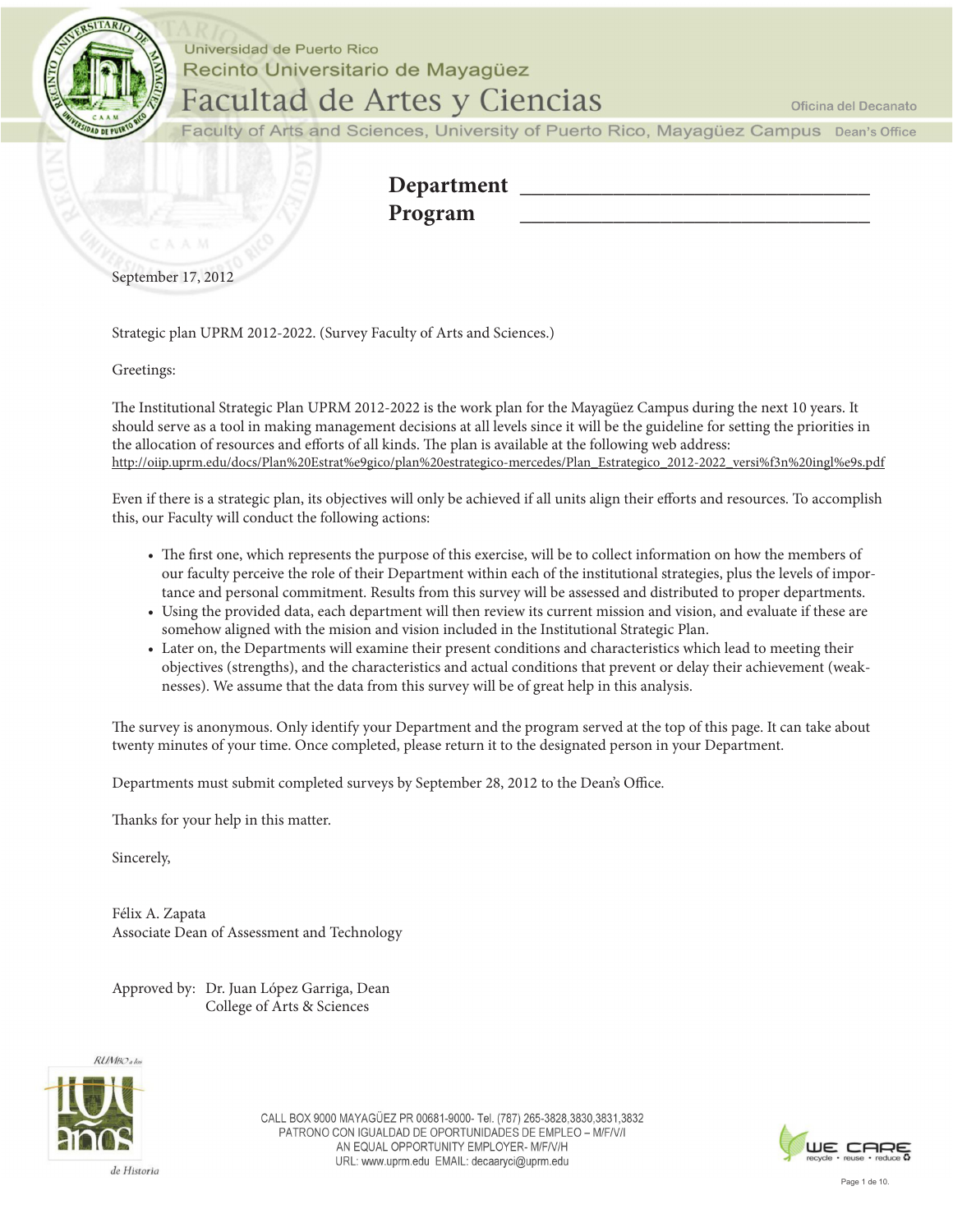Universidad de Puerto Rico
Recinto Universitario de Mayagüez
# Facultad de Artes y Ciencias
Oficina del Decanato

Faculty of Arts and Sciences, University of Puerto Rico, Mayagüez Campus Dean's Office

**Department** ________________________________

**Program** ________________________________

September 17, 2012

Strategic plan UPRM 2012-2022. (Survey Faculty of Arts and Sciences.)

Greetings:

The Institutional Strategic Plan UPRM 2012-2022 is the work plan for the Mayagüez Campus during the next 10 years. It should serve as a tool in making management decisions at all levels since it will be the guideline for setting the priorities in the allocation of resources and efforts of all kinds. The plan is available at the following web address:
http://oiip.uprm.edu/docs/Plan%20Estrat%e9gico/plan%20estrategico-mercedes/Plan_Estrategico_2012-2022_versi%f3n%20ingl%e9s.pdf

Even if there is a strategic plan, its objectives will only be achieved if all units align their efforts and resources. To accomplish this, our Faculty will conduct the following actions:

- The first one, which represents the purpose of this exercise, will be to collect information on how the members of our faculty perceive the role of their Department within each of the institutional strategies, plus the levels of importance and personal commitment. Results from this survey will be assessed and distributed to proper departments.
- Using the provided data, each department will then review its current mission and vision, and evaluate if these are somehow aligned with the mision and vision included in the Institutional Strategic Plan.
- Later on, the Departments will examine their present conditions and characteristics which lead to meeting their objectives (strengths), and the characteristics and actual conditions that prevent or delay their achievement (weaknesses). We assume that the data from this survey will be of great help in this analysis.

The survey is anonymous. Only identify your Department and the program served at the top of this page. It can take about twenty minutes of your time. Once completed, please return it to the designated person in your Department.

Departments must submit completed surveys by September 28, 2012 to the Dean's Office.

Thanks for your help in this matter.

Sincerely,

Félix A. Zapata
Associate Dean of Assessment and Technology

Approved by: Dr. Juan López Garriga, Dean
College of Arts & Sciences

RUMBO a los 100 años de Historia

CALL BOX 9000 MAYAGÜEZ PR 00681-9000- Tel. (787) 265-3828,3830,3831,3832
PATRONO CON IGUALDAD DE OPORTUNIDADES DE EMPLEO – M/F/V/I
AN EQUAL OPPORTUNITY EMPLOYER- M/F/V/H
URL: www.uprm.edu EMAIL: decaaryci@uprm.edu

WE CARE recycle • reuse • reduce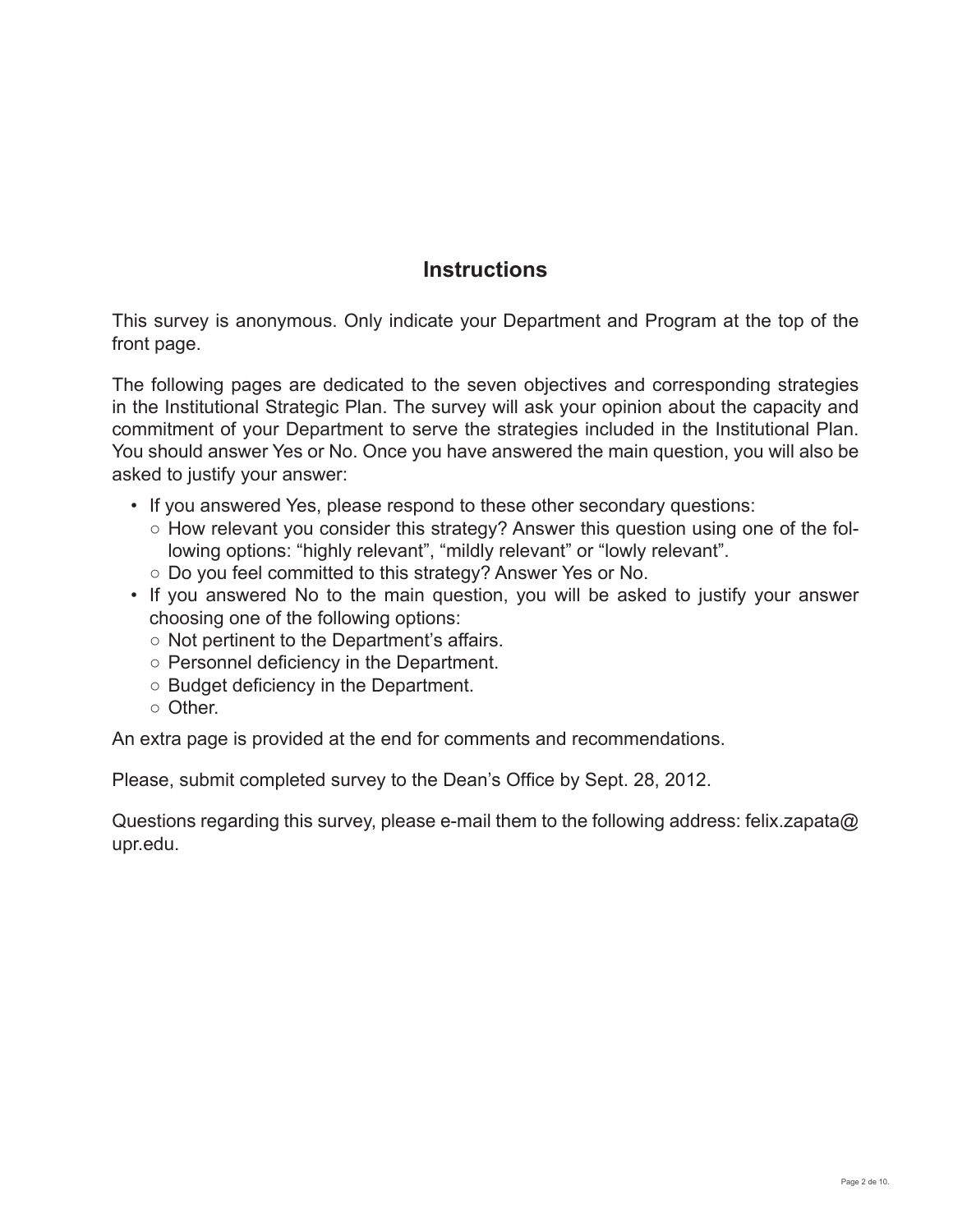## Instructions

This survey is anonymous. Only indicate your Department and Program at the top of the front page.

The following pages are dedicated to the seven objectives and corresponding strategies in the Institutional Strategic Plan. The survey will ask your opinion about the capacity and commitment of your Department to serve the strategies included in the Institutional Plan. You should answer Yes or No. Once you have answered the main question, you will also be asked to justify your answer:

- If you answered Yes, please respond to these other secondary questions:
  - How relevant you consider this strategy? Answer this question using one of the following options: “highly relevant”, “mildly relevant” or “lowly relevant”.
  - Do you feel committed to this strategy? Answer Yes or No.
- If you answered No to the main question, you will be asked to justify your answer choosing one of the following options:
  - Not pertinent to the Department’s affairs.
  - Personnel deficiency in the Department.
  - Budget deficiency in the Department.
  - Other.

An extra page is provided at the end for comments and recommendations.

Please, submit completed survey to the Dean’s Office by Sept. 28, 2012.

Questions regarding this survey, please e-mail them to the following address: felix.zapata@upr.edu.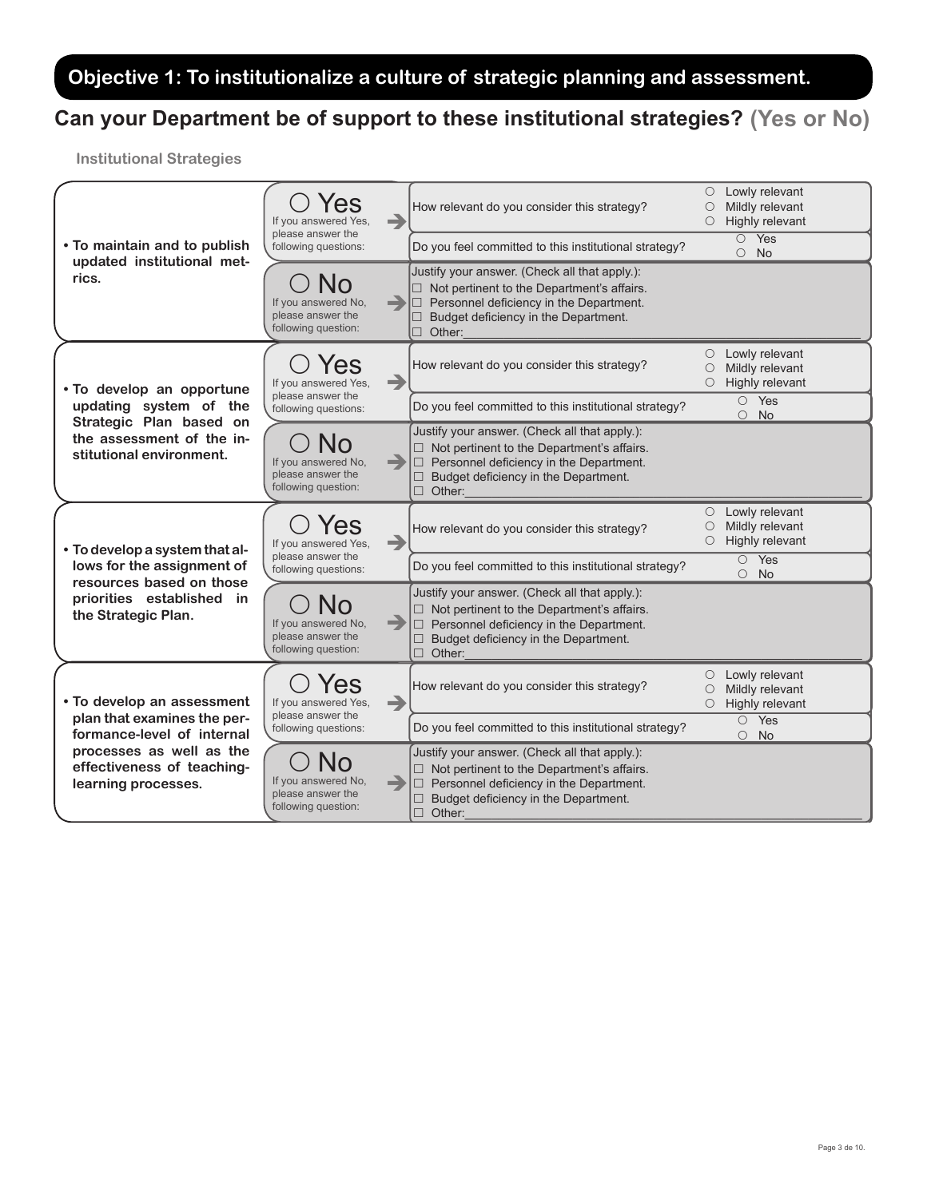## Objective 1: To institutionalize a culture of strategic planning and assessment.

## Can your Department be of support to these institutional strategies? (Yes or No)

**Institutional Strategies**

| Strategy | Answer | Questions | Options |
|---|---|---|---|
| **• To maintain and to publish updated institutional metrics.** | ○ Yes — If you answered Yes, please answer the following questions: | How relevant do you consider this strategy? | ○ Lowly relevant ○ Mildly relevant ○ Highly relevant |
| | | Do you feel committed to this institutional strategy? | ○ Yes ○ No |
| | ○ No — If you answered No, please answer the following question: | Justify your answer. (Check all that apply.): ☐ Not pertinent to the Department's affairs. ☐ Personnel deficiency in the Department. ☐ Budget deficiency in the Department. ☐ Other:\_\_\_\_\_\_\_\_ | |
| **• To develop an opportune updating system of the Strategic Plan based on the assessment of the institutional environment.** | ○ Yes — If you answered Yes, please answer the following questions: | How relevant do you consider this strategy? | ○ Lowly relevant ○ Mildly relevant ○ Highly relevant |
| | | Do you feel committed to this institutional strategy? | ○ Yes ○ No |
| | ○ No — If you answered No, please answer the following question: | Justify your answer. (Check all that apply.): ☐ Not pertinent to the Department's affairs. ☐ Personnel deficiency in the Department. ☐ Budget deficiency in the Department. ☐ Other:\_\_\_\_\_\_\_\_ | |
| **• To develop a system that allows for the assignment of resources based on those priorities established in the Strategic Plan.** | ○ Yes — If you answered Yes, please answer the following questions: | How relevant do you consider this strategy? | ○ Lowly relevant ○ Mildly relevant ○ Highly relevant |
| | | Do you feel committed to this institutional strategy? | ○ Yes ○ No |
| | ○ No — If you answered No, please answer the following question: | Justify your answer. (Check all that apply.): ☐ Not pertinent to the Department's affairs. ☐ Personnel deficiency in the Department. ☐ Budget deficiency in the Department. ☐ Other:\_\_\_\_\_\_\_\_ | |
| **• To develop an assessment plan that examines the performance-level of internal processes as well as the effectiveness of teaching-learning processes.** | ○ Yes — If you answered Yes, please answer the following questions: | How relevant do you consider this strategy? | ○ Lowly relevant ○ Mildly relevant ○ Highly relevant |
| | | Do you feel committed to this institutional strategy? | ○ Yes ○ No |
| | ○ No — If you answered No, please answer the following question: | Justify your answer. (Check all that apply.): ☐ Not pertinent to the Department's affairs. ☐ Personnel deficiency in the Department. ☐ Budget deficiency in the Department. ☐ Other:\_\_\_\_\_\_\_\_ | |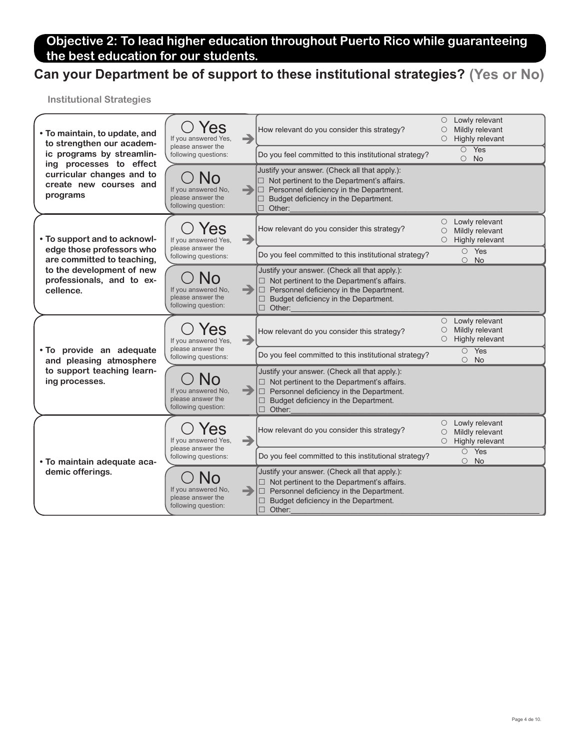## Objective 2: To lead higher education throughout Puerto Rico while guaranteeing the best education for our students.

## Can your Department be of support to these institutional strategies? (Yes or No)

**Institutional Strategies**

- **To maintain, to update, and to strengthen our academic programs by streamlining processes to effect curricular changes and to create new courses and programs**

  ○ Yes — If you answered Yes, please answer the following questions:
  - How relevant do you consider this strategy? ○ Lowly relevant ○ Mildly relevant ○ Highly relevant
  - Do you feel committed to this institutional strategy? ○ Yes ○ No

  ○ No — If you answered No, please answer the following question:
  - Justify your answer. (Check all that apply.):
    - ☐ Not pertinent to the Department's affairs.
    - ☐ Personnel deficiency in the Department.
    - ☐ Budget deficiency in the Department.
    - ☐ Other:\_\_\_\_\_\_\_\_\_\_\_\_\_\_\_\_\_\_\_\_

- **To support and to acknowledge those professors who are committed to teaching, to the development of new professionals, and to excellence.**

  ○ Yes — If you answered Yes, please answer the following questions:
  - How relevant do you consider this strategy? ○ Lowly relevant ○ Mildly relevant ○ Highly relevant
  - Do you feel committed to this institutional strategy? ○ Yes ○ No

  ○ No — If you answered No, please answer the following question:
  - Justify your answer. (Check all that apply.):
    - ☐ Not pertinent to the Department's affairs.
    - ☐ Personnel deficiency in the Department.
    - ☐ Budget deficiency in the Department.
    - ☐ Other:\_\_\_\_\_\_\_\_\_\_\_\_\_\_\_\_\_\_\_\_

- **To provide an adequate and pleasing atmosphere to support teaching learning processes.**

  ○ Yes — If you answered Yes, please answer the following questions:
  - How relevant do you consider this strategy? ○ Lowly relevant ○ Mildly relevant ○ Highly relevant
  - Do you feel committed to this institutional strategy? ○ Yes ○ No

  ○ No — If you answered No, please answer the following question:
  - Justify your answer. (Check all that apply.):
    - ☐ Not pertinent to the Department's affairs.
    - ☐ Personnel deficiency in the Department.
    - ☐ Budget deficiency in the Department.
    - ☐ Other:\_\_\_\_\_\_\_\_\_\_\_\_\_\_\_\_\_\_\_\_

- **To maintain adequate academic offerings.**

  ○ Yes — If you answered Yes, please answer the following questions:
  - How relevant do you consider this strategy? ○ Lowly relevant ○ Mildly relevant ○ Highly relevant
  - Do you feel committed to this institutional strategy? ○ Yes ○ No

  ○ No — If you answered No, please answer the following question:
  - Justify your answer. (Check all that apply.):
    - ☐ Not pertinent to the Department's affairs.
    - ☐ Personnel deficiency in the Department.
    - ☐ Budget deficiency in the Department.
    - ☐ Other:\_\_\_\_\_\_\_\_\_\_\_\_\_\_\_\_\_\_\_\_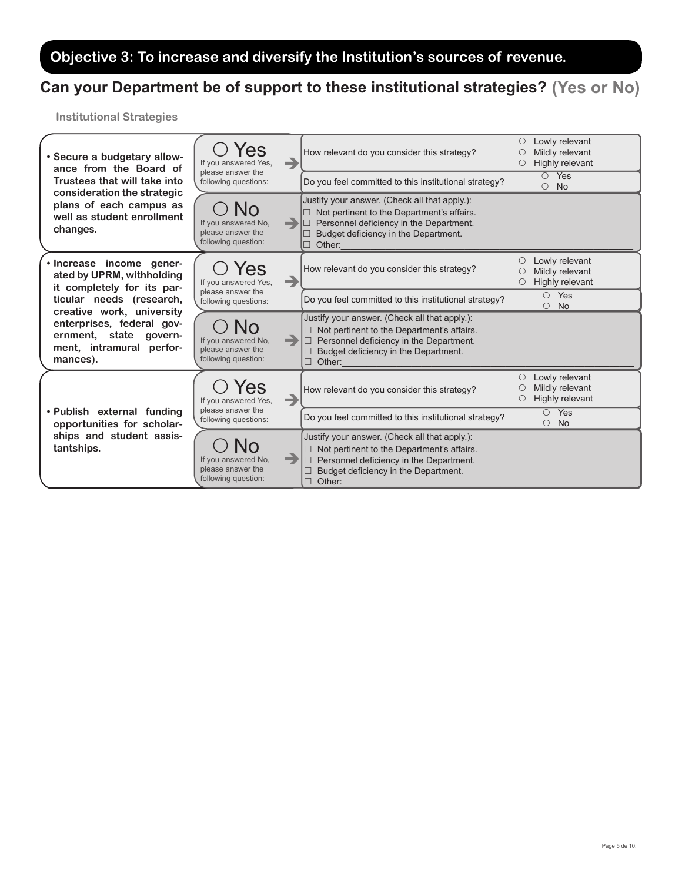## Objective 3: To increase and diversify the Institution's sources of revenue.

## Can your Department be of support to these institutional strategies? (Yes or No)

**Institutional Strategies**

| Institutional Strategy | Answer | Questions |
| --- | --- | --- |
| • **Secure a budgetary allowance from the Board of Trustees that will take into consideration the strategic plans of each campus as well as student enrollment changes.** | ○ Yes — If you answered Yes, please answer the following questions: | How relevant do you consider this strategy? ○ Lowly relevant ○ Mildly relevant ○ Highly relevant<br>Do you feel committed to this institutional strategy? ○ Yes ○ No |
| | ○ No — If you answered No, please answer the following question: | Justify your answer. (Check all that apply.):<br>☐ Not pertinent to the Department's affairs.<br>☐ Personnel deficiency in the Department.<br>☐ Budget deficiency in the Department.<br>☐ Other:\_\_\_\_\_\_\_\_\_\_ |
| • **Increase income generated by UPRM, withholding it completely for its particular needs (research, creative work, university enterprises, federal government, state government, intramural performances).** | ○ Yes — If you answered Yes, please answer the following questions: | How relevant do you consider this strategy? ○ Lowly relevant ○ Mildly relevant ○ Highly relevant<br>Do you feel committed to this institutional strategy? ○ Yes ○ No |
| | ○ No — If you answered No, please answer the following question: | Justify your answer. (Check all that apply.):<br>☐ Not pertinent to the Department's affairs.<br>☐ Personnel deficiency in the Department.<br>☐ Budget deficiency in the Department.<br>☐ Other:\_\_\_\_\_\_\_\_\_\_ |
| • **Publish external funding opportunities for scholarships and student assistantships.** | ○ Yes — If you answered Yes, please answer the following questions: | How relevant do you consider this strategy? ○ Lowly relevant ○ Mildly relevant ○ Highly relevant<br>Do you feel committed to this institutional strategy? ○ Yes ○ No |
| | ○ No — If you answered No, please answer the following question: | Justify your answer. (Check all that apply.):<br>☐ Not pertinent to the Department's affairs.<br>☐ Personnel deficiency in the Department.<br>☐ Budget deficiency in the Department.<br>☐ Other:\_\_\_\_\_\_\_\_\_\_ |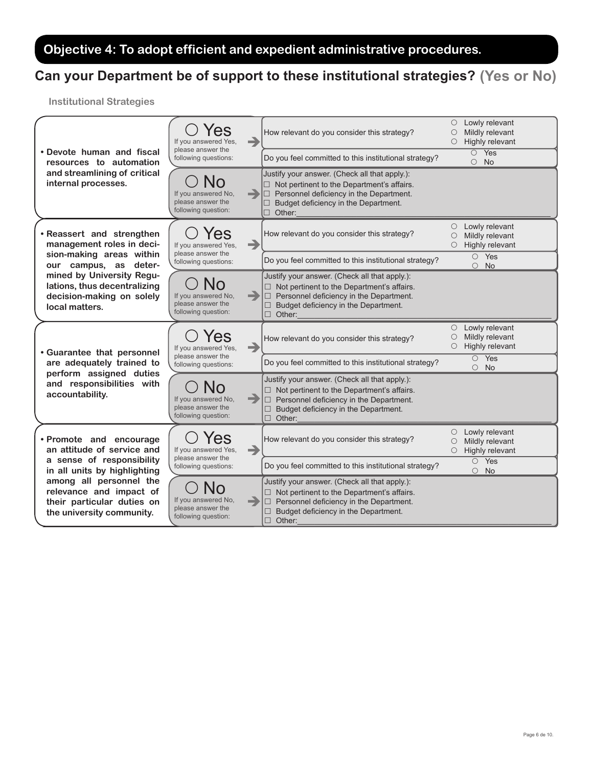# Objective 4: To adopt efficient and expedient administrative procedures.

## Can your Department be of support to these institutional strategies? (Yes or No)

**Institutional Strategies**

| Strategy | Answer | Question | Options |
|---|---|---|---|
| **• Devote human and fiscal resources to automation and streamlining of critical internal processes.** | ○ Yes<br>If you answered Yes, please answer the following questions: | How relevant do you consider this strategy? | ○ Lowly relevant<br>○ Mildly relevant<br>○ Highly relevant |
| | | Do you feel committed to this institutional strategy? | ○ Yes<br>○ No |
| | ○ No<br>If you answered No, please answer the following question: | Justify your answer. (Check all that apply.):<br>☐ Not pertinent to the Department's affairs.<br>☐ Personnel deficiency in the Department.<br>☐ Budget deficiency in the Department.<br>☐ Other:___ | |
| **• Reassert and strengthen management roles in decision-making areas within our campus, as determined by University Regulations, thus decentralizing decision-making on solely local matters.** | ○ Yes<br>If you answered Yes, please answer the following questions: | How relevant do you consider this strategy? | ○ Lowly relevant<br>○ Mildly relevant<br>○ Highly relevant |
| | | Do you feel committed to this institutional strategy? | ○ Yes<br>○ No |
| | ○ No<br>If you answered No, please answer the following question: | Justify your answer. (Check all that apply.):<br>☐ Not pertinent to the Department's affairs.<br>☐ Personnel deficiency in the Department.<br>☐ Budget deficiency in the Department.<br>☐ Other:___ | |
| **• Guarantee that personnel are adequately trained to perform assigned duties and responsibilities with accountability.** | ○ Yes<br>If you answered Yes, please answer the following questions: | How relevant do you consider this strategy? | ○ Lowly relevant<br>○ Mildly relevant<br>○ Highly relevant |
| | | Do you feel committed to this institutional strategy? | ○ Yes<br>○ No |
| | ○ No<br>If you answered No, please answer the following question: | Justify your answer. (Check all that apply.):<br>☐ Not pertinent to the Department's affairs.<br>☐ Personnel deficiency in the Department.<br>☐ Budget deficiency in the Department.<br>☐ Other:___ | |
| **• Promote and encourage an attitude of service and a sense of responsibility in all units by highlighting among all personnel the relevance and impact of their particular duties on the university community.** | ○ Yes<br>If you answered Yes, please answer the following questions: | How relevant do you consider this strategy? | ○ Lowly relevant<br>○ Mildly relevant<br>○ Highly relevant |
| | | Do you feel committed to this institutional strategy? | ○ Yes<br>○ No |
| | ○ No<br>If you answered No, please answer the following question: | Justify your answer. (Check all that apply.):<br>☐ Not pertinent to the Department's affairs.<br>☐ Personnel deficiency in the Department.<br>☐ Budget deficiency in the Department.<br>☐ Other:___ | |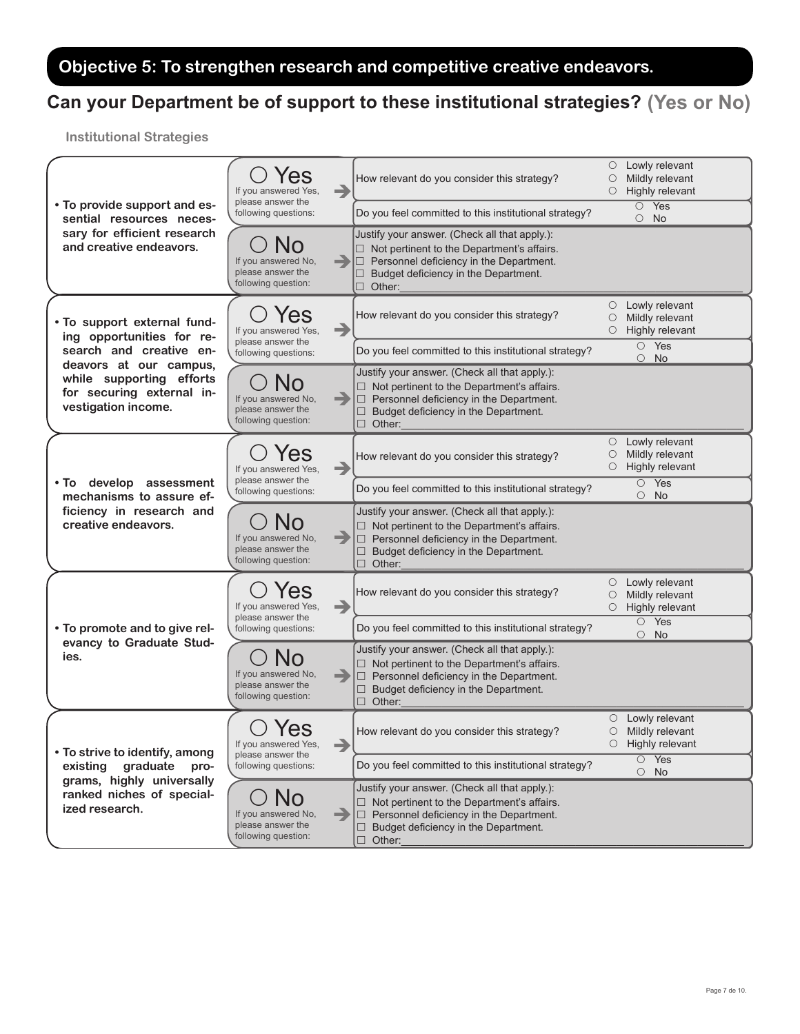# Objective 5: To strengthen research and competitive creative endeavors.

## Can your Department be of support to these institutional strategies? (Yes or No)

**Institutional Strategies**

| Strategy | Answer | Questions | Options |
|---|---|---|---|
| **• To provide support and essential resources necessary for efficient research and creative endeavors.** | ○ Yes — If you answered Yes, please answer the following questions: | How relevant do you consider this strategy? | ○ Lowly relevant ○ Mildly relevant ○ Highly relevant |
| | | Do you feel committed to this institutional strategy? | ○ Yes ○ No |
| | ○ No — If you answered No, please answer the following question: | Justify your answer. (Check all that apply.): | ☐ Not pertinent to the Department's affairs. ☐ Personnel deficiency in the Department. ☐ Budget deficiency in the Department. ☐ Other:\_\_\_\_\_\_\_\_ |
| **• To support external funding opportunities for research and creative endeavors at our campus, while supporting efforts for securing external investigation income.** | ○ Yes — If you answered Yes, please answer the following questions: | How relevant do you consider this strategy? | ○ Lowly relevant ○ Mildly relevant ○ Highly relevant |
| | | Do you feel committed to this institutional strategy? | ○ Yes ○ No |
| | ○ No — If you answered No, please answer the following question: | Justify your answer. (Check all that apply.): | ☐ Not pertinent to the Department's affairs. ☐ Personnel deficiency in the Department. ☐ Budget deficiency in the Department. ☐ Other:\_\_\_\_\_\_\_\_ |
| **• To develop assessment mechanisms to assure efficiency in research and creative endeavors.** | ○ Yes — If you answered Yes, please answer the following questions: | How relevant do you consider this strategy? | ○ Lowly relevant ○ Mildly relevant ○ Highly relevant |
| | | Do you feel committed to this institutional strategy? | ○ Yes ○ No |
| | ○ No — If you answered No, please answer the following question: | Justify your answer. (Check all that apply.): | ☐ Not pertinent to the Department's affairs. ☐ Personnel deficiency in the Department. ☐ Budget deficiency in the Department. ☐ Other:\_\_\_\_\_\_\_\_ |
| **• To promote and to give relevancy to Graduate Studies.** | ○ Yes — If you answered Yes, please answer the following questions: | How relevant do you consider this strategy? | ○ Lowly relevant ○ Mildly relevant ○ Highly relevant |
| | | Do you feel committed to this institutional strategy? | ○ Yes ○ No |
| | ○ No — If you answered No, please answer the following question: | Justify your answer. (Check all that apply.): | ☐ Not pertinent to the Department's affairs. ☐ Personnel deficiency in the Department. ☐ Budget deficiency in the Department. ☐ Other:\_\_\_\_\_\_\_\_ |
| **• To strive to identify, among existing graduate programs, highly universally ranked niches of specialized research.** | ○ Yes — If you answered Yes, please answer the following questions: | How relevant do you consider this strategy? | ○ Lowly relevant ○ Mildly relevant ○ Highly relevant |
| | | Do you feel committed to this institutional strategy? | ○ Yes ○ No |
| | ○ No — If you answered No, please answer the following question: | Justify your answer. (Check all that apply.): | ☐ Not pertinent to the Department's affairs. ☐ Personnel deficiency in the Department. ☐ Budget deficiency in the Department. ☐ Other:\_\_\_\_\_\_\_\_ |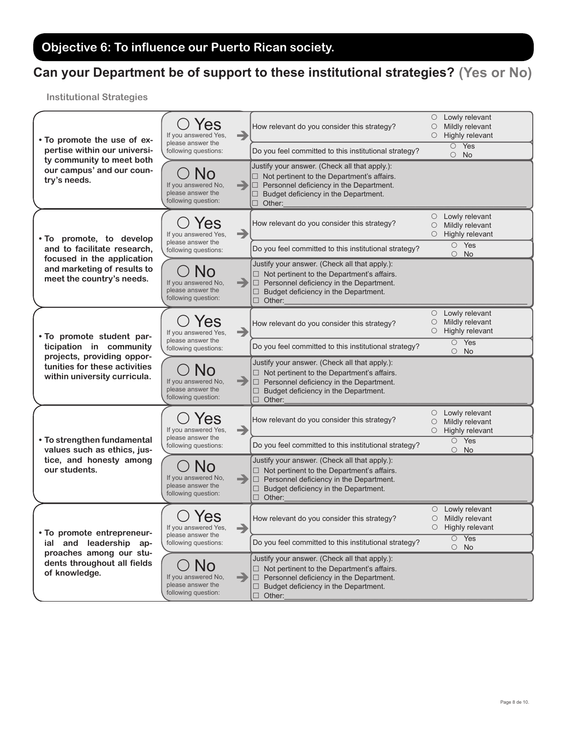## Objective 6: To influence our Puerto Rican society.

## Can your Department be of support to these institutional strategies? (Yes or No)

**Institutional Strategies**

| Institutional Strategy | Answer | Questions | Options |
|---|---|---|---|
| **• To promote the use of expertise within our university community to meet both our campus' and our country's needs.** | ○ Yes<br>If you answered Yes, please answer the following questions: | How relevant do you consider this strategy? | ○ Lowly relevant<br>○ Mildly relevant<br>○ Highly relevant |
| | | Do you feel committed to this institutional strategy? | ○ Yes<br>○ No |
| | ○ No<br>If you answered No, please answer the following question: | Justify your answer. (Check all that apply.):<br>☐ Not pertinent to the Department's affairs.<br>☐ Personnel deficiency in the Department.<br>☐ Budget deficiency in the Department.<br>☐ Other:\_\_\_\_\_\_\_\_\_\_ | |
| **• To promote, to develop and to facilitate research, focused in the application and marketing of results to meet the country's needs.** | ○ Yes<br>If you answered Yes, please answer the following questions: | How relevant do you consider this strategy? | ○ Lowly relevant<br>○ Mildly relevant<br>○ Highly relevant |
| | | Do you feel committed to this institutional strategy? | ○ Yes<br>○ No |
| | ○ No<br>If you answered No, please answer the following question: | Justify your answer. (Check all that apply.):<br>☐ Not pertinent to the Department's affairs.<br>☐ Personnel deficiency in the Department.<br>☐ Budget deficiency in the Department.<br>☐ Other:\_\_\_\_\_\_\_\_\_\_ | |
| **• To promote student participation in community projects, providing opportunities for these activities within university curricula.** | ○ Yes<br>If you answered Yes, please answer the following questions: | How relevant do you consider this strategy? | ○ Lowly relevant<br>○ Mildly relevant<br>○ Highly relevant |
| | | Do you feel committed to this institutional strategy? | ○ Yes<br>○ No |
| | ○ No<br>If you answered No, please answer the following question: | Justify your answer. (Check all that apply.):<br>☐ Not pertinent to the Department's affairs.<br>☐ Personnel deficiency in the Department.<br>☐ Budget deficiency in the Department.<br>☐ Other:\_\_\_\_\_\_\_\_\_\_ | |
| **• To strengthen fundamental values such as ethics, justice, and honesty among our students.** | ○ Yes<br>If you answered Yes, please answer the following questions: | How relevant do you consider this strategy? | ○ Lowly relevant<br>○ Mildly relevant<br>○ Highly relevant |
| | | Do you feel committed to this institutional strategy? | ○ Yes<br>○ No |
| | ○ No<br>If you answered No, please answer the following question: | Justify your answer. (Check all that apply.):<br>☐ Not pertinent to the Department's affairs.<br>☐ Personnel deficiency in the Department.<br>☐ Budget deficiency in the Department.<br>☐ Other:\_\_\_\_\_\_\_\_\_\_ | |
| **• To promote entrepreneurial and leadership approaches among our students throughout all fields of knowledge.** | ○ Yes<br>If you answered Yes, please answer the following questions: | How relevant do you consider this strategy? | ○ Lowly relevant<br>○ Mildly relevant<br>○ Highly relevant |
| | | Do you feel committed to this institutional strategy? | ○ Yes<br>○ No |
| | ○ No<br>If you answered No, please answer the following question: | Justify your answer. (Check all that apply.):<br>☐ Not pertinent to the Department's affairs.<br>☐ Personnel deficiency in the Department.<br>☐ Budget deficiency in the Department.<br>☐ Other:\_\_\_\_\_\_\_\_\_\_ | |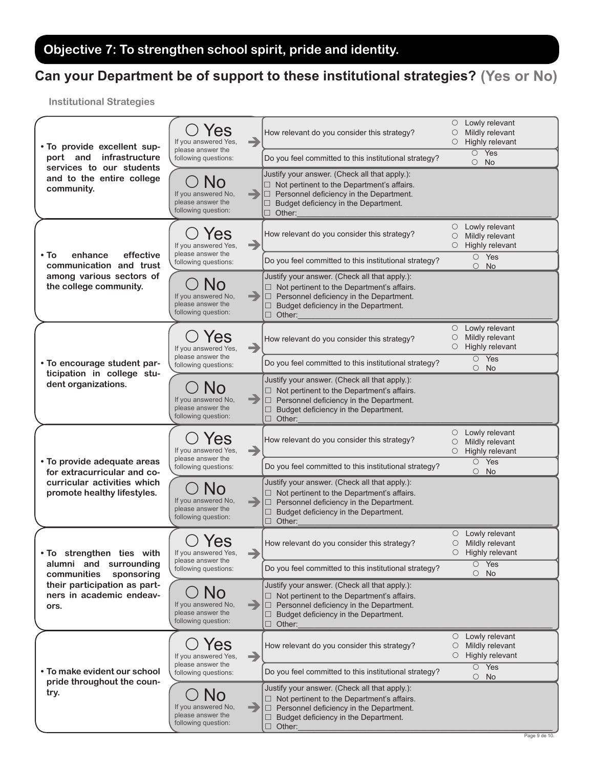## Objective 7: To strengthen school spirit, pride and identity.

## Can your Department be of support to these institutional strategies? (Yes or No)

**Institutional Strategies**

| Strategy | Answer | Questions | Options |
|---|---|---|---|
| **• To provide excellent support and infrastructure services to our students and to the entire college community.** | ○ Yes<br>If you answered Yes, please answer the following questions: | How relevant do you consider this strategy? | ○ Lowly relevant<br>○ Mildly relevant<br>○ Highly relevant |
| | | Do you feel committed to this institutional strategy? | ○ Yes<br>○ No |
| | ○ No<br>If you answered No, please answer the following question: | Justify your answer. (Check all that apply.):<br>☐ Not pertinent to the Department's affairs.<br>☐ Personnel deficiency in the Department.<br>☐ Budget deficiency in the Department.<br>☐ Other:________ | |
| **• To enhance effective communication and trust among various sectors of the college community.** | ○ Yes<br>If you answered Yes, please answer the following questions: | How relevant do you consider this strategy? | ○ Lowly relevant<br>○ Mildly relevant<br>○ Highly relevant |
| | | Do you feel committed to this institutional strategy? | ○ Yes<br>○ No |
| | ○ No<br>If you answered No, please answer the following question: | Justify your answer. (Check all that apply.):<br>☐ Not pertinent to the Department's affairs.<br>☐ Personnel deficiency in the Department.<br>☐ Budget deficiency in the Department.<br>☐ Other:________ | |
| **• To encourage student participation in college student organizations.** | ○ Yes<br>If you answered Yes, please answer the following questions: | How relevant do you consider this strategy? | ○ Lowly relevant<br>○ Mildly relevant<br>○ Highly relevant |
| | | Do you feel committed to this institutional strategy? | ○ Yes<br>○ No |
| | ○ No<br>If you answered No, please answer the following question: | Justify your answer. (Check all that apply.):<br>☐ Not pertinent to the Department's affairs.<br>☐ Personnel deficiency in the Department.<br>☐ Budget deficiency in the Department.<br>☐ Other:________ | |
| **• To provide adequate areas for extracurricular and co-curricular activities which promote healthy lifestyles.** | ○ Yes<br>If you answered Yes, please answer the following questions: | How relevant do you consider this strategy? | ○ Lowly relevant<br>○ Mildly relevant<br>○ Highly relevant |
| | | Do you feel committed to this institutional strategy? | ○ Yes<br>○ No |
| | ○ No<br>If you answered No, please answer the following question: | Justify your answer. (Check all that apply.):<br>☐ Not pertinent to the Department's affairs.<br>☐ Personnel deficiency in the Department.<br>☐ Budget deficiency in the Department.<br>☐ Other:________ | |
| **• To strengthen ties with alumni and surrounding communities sponsoring their participation as partners in academic endeavors.** | ○ Yes<br>If you answered Yes, please answer the following questions: | How relevant do you consider this strategy? | ○ Lowly relevant<br>○ Mildly relevant<br>○ Highly relevant |
| | | Do you feel committed to this institutional strategy? | ○ Yes<br>○ No |
| | ○ No<br>If you answered No, please answer the following question: | Justify your answer. (Check all that apply.):<br>☐ Not pertinent to the Department's affairs.<br>☐ Personnel deficiency in the Department.<br>☐ Budget deficiency in the Department.<br>☐ Other:________ | |
| **• To make evident our school pride throughout the country.** | ○ Yes<br>If you answered Yes, please answer the following questions: | How relevant do you consider this strategy? | ○ Lowly relevant<br>○ Mildly relevant<br>○ Highly relevant |
| | | Do you feel committed to this institutional strategy? | ○ Yes<br>○ No |
| | ○ No<br>If you answered No, please answer the following question: | Justify your answer. (Check all that apply.):<br>☐ Not pertinent to the Department's affairs.<br>☐ Personnel deficiency in the Department.<br>☐ Budget deficiency in the Department.<br>☐ Other:________ | |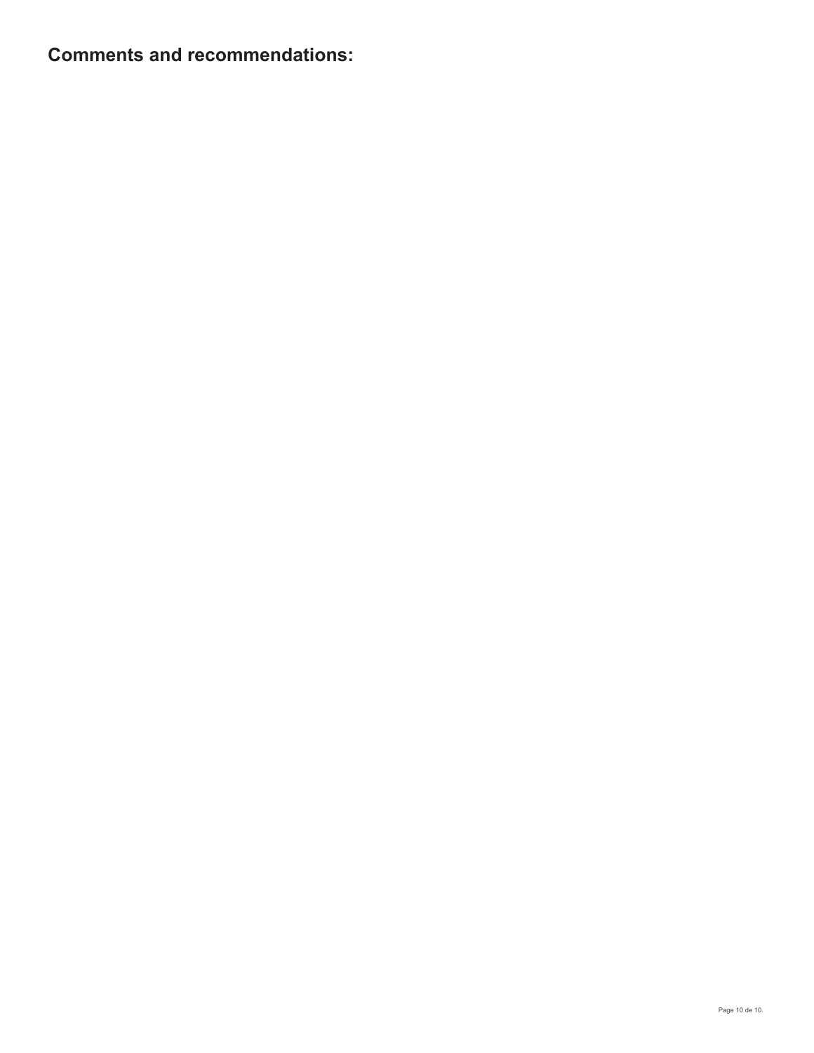## Comments and recommendations: